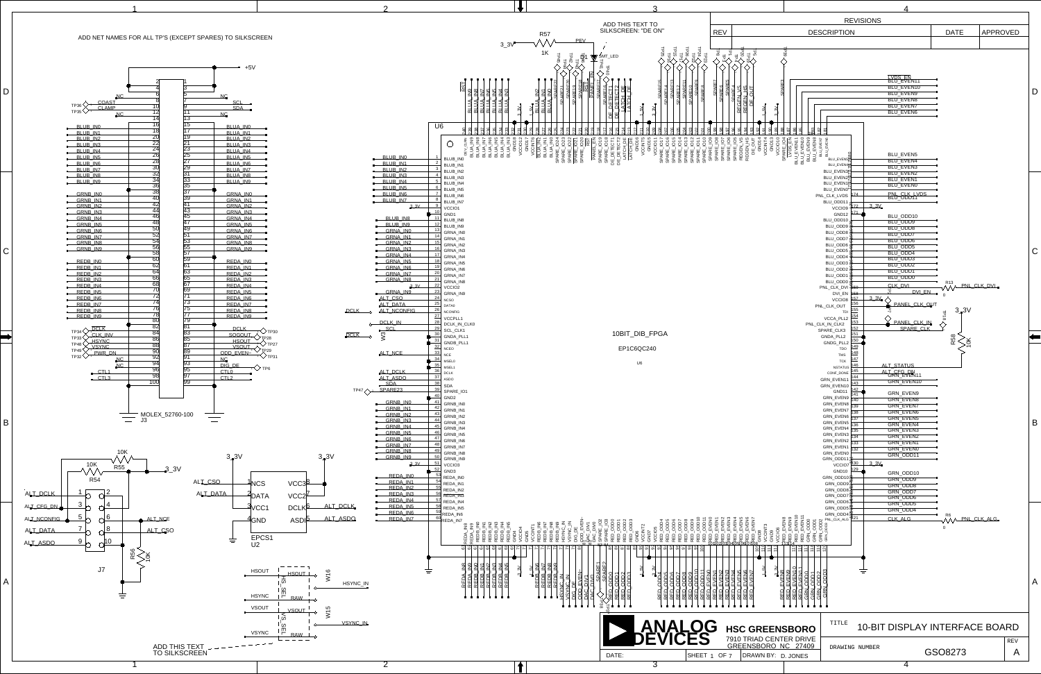ADD NET NAMES FOR ALL TP'S (EXCEPT SPARES) TO SILKSCREEN

ADD THIS TEXT TO SILKSCREEN: "DE ON"

ADD THIS TEXT TO SILKSCREEN

| REVISIONS | | | |
|---|---|---|---|
| REV | DESCRIPTION | DATE | APPROVED |
| | | | |

U6 — 10BIT_DIB_FPGA — EP1C6QC240

J3 — MOLEX_52760-100

U2 — EPCS1

J7

R54 10K, R55 10K, R56 10K, R57 1K, R58 10K, R13 0, R6 0

**ANALOG DEVICES**

**HSC GREENSBORO**
7910 TRIAD CENTER DRIVE
GREENSBORO NC 27409

| TITLE | 10-BIT DISPLAY INTERFACE BOARD | |
|---|---|---|
| DRAWING NUMBER | GS08273 | REV A |
| DATE: | SHEET 1 OF 7 | DRAWN BY: D. JONES |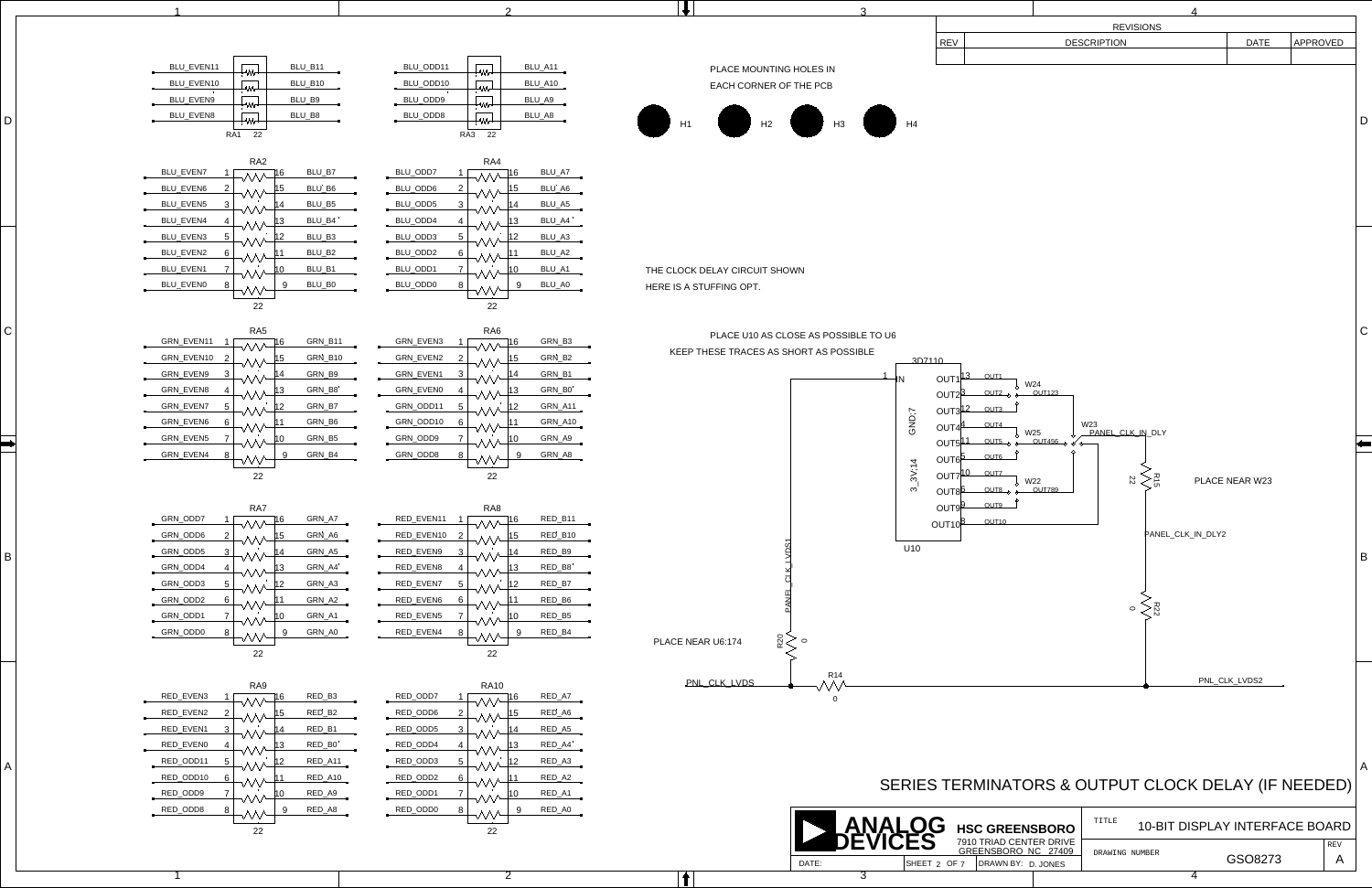# SERIES TERMINATORS & OUTPUT CLOCK DELAY (IF NEEDED)

PLACE MOUNTING HOLES IN EACH CORNER OF THE PCB

H1 H2 H3 H4

THE CLOCK DELAY CIRCUIT SHOWN HERE IS A STUFFING OPT.

PLACE U10 AS CLOSE AS POSSIBLE TO U6

KEEP THESE TRACES AS SHORT AS POSSIBLE

PLACE NEAR W23

PLACE NEAR U6:174

## Series terminators

| Resistor | Value | Input | Output |
|---|---|---|---|
| RA1 | 22 | BLU_EVEN11 | BLU_B11 |
| RA1 | 22 | BLU_EVEN10 | BLU_B10 |
| RA1 | 22 | BLU_EVEN9 | BLU_B9 |
| RA1 | 22 | BLU_EVEN8 | BLU_B8 |
| RA3 | 22 | BLU_ODD11 | BLU_A11 |
| RA3 | 22 | BLU_ODD10 | BLU_A10 |
| RA3 | 22 | BLU_ODD9 | BLU_A9 |
| RA3 | 22 | BLU_ODD8 | BLU_A8 |
| RA2 | 22 | BLU_EVEN7 … BLU_EVEN0 (pins 1–8) | BLU_B7 … BLU_B0 (pins 16–9) |
| RA4 | 22 | BLU_ODD7 … BLU_ODD0 (pins 1–8) | BLU_A7 … BLU_A0 (pins 16–9) |
| RA5 | 22 | GRN_EVEN11 … GRN_EVEN4 (pins 1–8) | GRN_B11 … GRN_B4 (pins 16–9) |
| RA6 | 22 | GRN_EVEN3, GRN_EVEN2, GRN_EVEN1, GRN_EVEN0, GRN_ODD11, GRN_ODD10, GRN_ODD9, GRN_ODD8 | GRN_B3, GRN_B2, GRN_B1, GRN_B0, GRN_A11, GRN_A10, GRN_A9, GRN_A8 |
| RA7 | 22 | GRN_ODD7 … GRN_ODD0 (pins 1–8) | GRN_A7 … GRN_A0 (pins 16–9) |
| RA8 | 22 | RED_EVEN11 … RED_EVEN4 (pins 1–8) | RED_B11 … RED_B4 (pins 16–9) |
| RA9 | 22 | RED_EVEN3, RED_EVEN2, RED_EVEN1, RED_EVEN0, RED_ODD11, RED_ODD10, RED_ODD9, RED_ODD8 | RED_B3, RED_B2, RED_B1, RED_B0, RED_A11, RED_A10, RED_A9, RED_A8 |
| RA10 | 22 | RED_ODD7 … RED_ODD0 (pins 1–8) | RED_A7 … RED_A0 (pins 16–9) |

## Clock delay

U10: 3D7110 — IN (pin 1), GND;7, 3_3V;14, OUT1 (13), OUT2 (3), OUT3 (12), OUT4 (4), OUT5 (11), OUT6 (5), OUT7 (10), OUT8 (6), OUT9 (9), OUT10 (8)

- W24: OUT1 / OUT2 / OUT3 → OUT123
- W25: OUT4 / OUT5 / OUT6 → OUT456
- W22: OUT7 / OUT8 / OUT9 → OUT789
- W23: OUT123 / OUT456 / OUT789 / OUT10 → PANEL_CLK_IN_DLY
- R15 (22): PANEL_CLK_IN_DLY → PANEL_CLK_IN_DLY2
- R22 (0): PANEL_CLK_IN_DLY2 → PNL_CLK_LVDS2
- R14 (0): PNL_CLK_LVDS → PNL_CLK_LVDS2
- R20 (0): PANEL_CLK_LVDS1

| | |
|---|---|
| ANALOG DEVICES | HSC GREENSBORO, 7910 TRIAD CENTER DRIVE, GREENSBORO NC 27409 |
| TITLE | 10-BIT DISPLAY INTERFACE BOARD |
| DRAWING NUMBER | GSO8273 |
| REV | A |
| DRAWN BY: | D. JONES |
| SHEET | 2 OF 7 |
| DATE: | |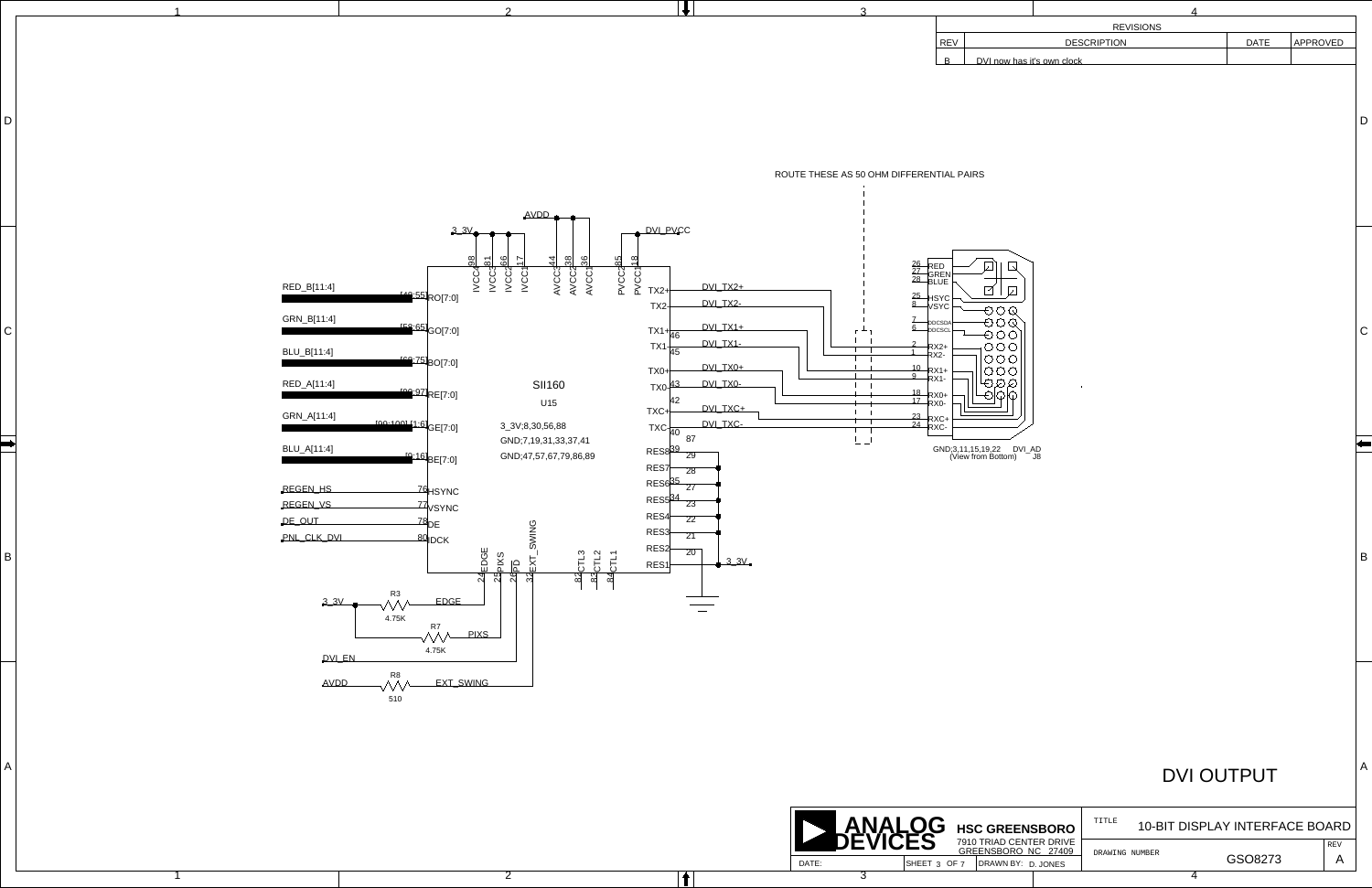| REV | DESCRIPTION | DATE | APPROVED |
|---|---|---|---|
| B | DVI now has it's own clock | | |

ROUTE THESE AS 50 OHM DIFFERENTIAL PAIRS

SII160

U15

3_3V;8,30,56,88

GND;7,19,31,33,37,41

GND;47,57,67,79,86,89

GND;3,11,15,19,22 DVI_AD (View from Bottom) J8

RED_B[11:4]
GRN_B[11:4]
BLU_B[11:4]
RED_A[11:4]
GRN_A[11:4]
BLU_A[11:4]

REGEN_HS
REGEN_VS
DE_OUT
PNL_CLK_DVI

DVI_TX2+
DVI_TX2-
DVI_TX1+
DVI_TX1-
DVI_TX0+
DVI_TX0-
DVI_TXC+
DVI_TXC-

R3 4.75K EDGE

R7 4.75K PIXS

DVI_EN

R8 510 EXT_SWING

AVDD

3_3V

DVI_PVCC

# DVI OUTPUT

ANALOG DEVICES

HSC GREENSBORO
7910 TRIAD CENTER DRIVE
GREENSBORO NC 27409

TITLE: 10-BIT DISPLAY INTERFACE BOARD

DRAWING NUMBER: GSO8273

REV: A

DATE:

SHEET 3 OF 7

DRAWN BY: D. JONES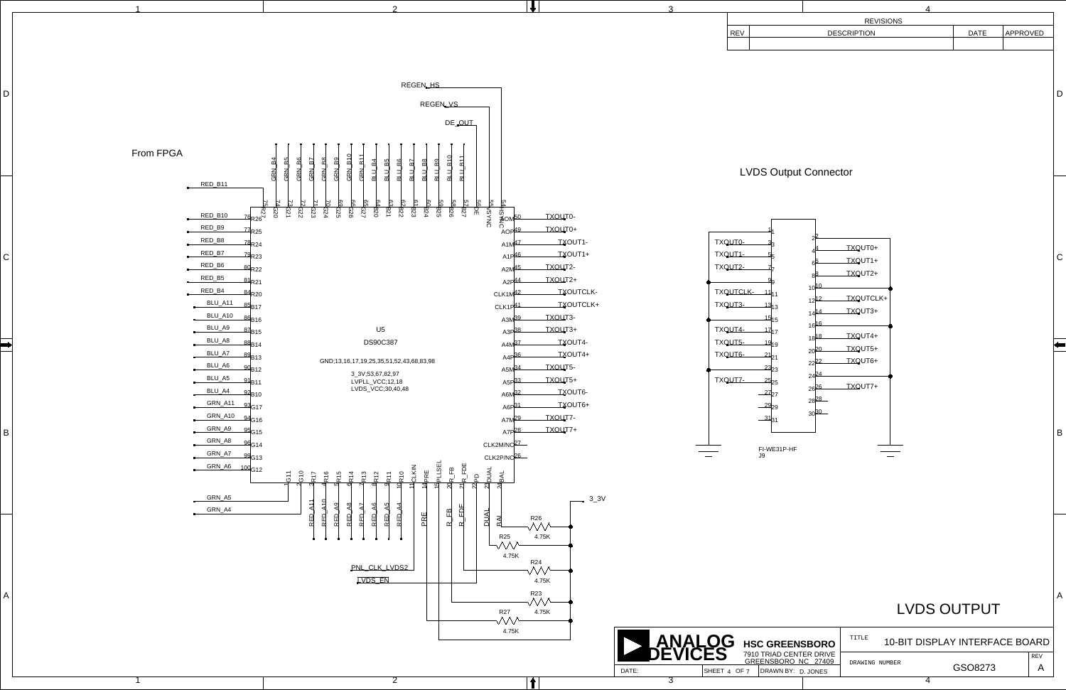# LVDS OUTPUT

| REV | DESCRIPTION | DATE | APPROVED |
|---|---|---|---|
| | | | |

From FPGA

## LVDS Output Connector

U5
DS90C387

GND;13,16,17,19,25,35,51,52,43,68,83,98
3_3V;53,67,82,97
LVPLL_VCC;12,18
LVDS_VCC;30,40,48

| Pin | U5 Pin Name | Signal |
|---|---|---|
| 75 | R27 | RED_B11 |
| 76 | R26 | RED_B10 |
| 77 | R25 | RED_B9 |
| 78 | R24 | RED_B8 |
| 79 | R23 | RED_B7 |
| 80 | R22 | RED_B6 |
| 81 | R21 | RED_B5 |
| 84 | R20 | RED_B4 |
| 85 | B17 | BLU_A11 |
| 86 | B16 | BLU_A10 |
| 87 | B15 | BLU_A9 |
| 88 | B14 | BLU_A8 |
| 89 | B13 | BLU_A7 |
| 90 | B12 | BLU_A6 |
| 91 | B11 | BLU_A5 |
| 92 | B10 | BLU_A4 |
| 93 | G17 | GRN_A11 |
| 94 | G16 | GRN_A10 |
| 95 | G15 | GRN_A9 |
| 96 | G14 | GRN_A8 |
| 99 | G13 | GRN_A7 |
| 100 | G12 | GRN_A6 |
| 1 | G11 | GRN_A5 |
| 2 | G10 | GRN_A4 |
| 3 | R17 | RED_A11 |
| 4 | R16 | RED_A10 |
| 5 | R15 | RED_A9 |
| 6 | R14 | RED_A8 |
| 7 | R13 | RED_A7 |
| 8 | R12 | RED_A6 |
| 9 | R11 | RED_A5 |
| 10 | R10 | RED_A4 |
| 11 | CLKIN | PNL_CLK_LVDS2 |
| 14 | PRE | PRE |
| 15 | PLLSEL | LVDS_EN |
| 20 | R_FB | R_FB |
| 21 | R_FDE | R_FDE |
| 22 | PD | |
| 23 | DUAL | DUAL |
| 24 | BAL | BAL |
| 74 | G20 | GRN_B4 |
| 73 | G21 | GRN_B5 |
| 72 | G22 | GRN_B6 |
| 71 | G23 | GRN_B7 |
| 70 | G24 | GRN_B8 |
| 69 | G25 | GRN_B9 |
| 66 | G26 | GRN_B10 |
| 65 | G27 | GRN_B11 |
| 64 | B20 | BLU_B4 |
| 63 | B21 | BLU_B5 |
| 62 | B22 | BLU_B6 |
| 61 | B23 | BLU_B7 |
| 60 | B24 | BLU_B8 |
| 59 | B25 | BLU_B9 |
| 58 | B26 | BLU_B10 |
| 57 | B27 | BLU_B11 |
| 56 | DE | DE_OUT |
| 55 | VSYNC | REGEN_VS |
| 54 | HSYNC | REGEN_HS |
| 50 | AOM | TXOUT0- |
| 49 | AOP | TXOUT0+ |
| 47 | A1M | TXOUT1- |
| 46 | A1P | TXOUT1+ |
| 45 | A2M | TXOUT2- |
| 44 | A2P | TXOUT2+ |
| 42 | CLK1M | TXOUTCLK- |
| 41 | CLK1P | TXOUTCLK+ |
| 39 | A3M | TXOUT3- |
| 38 | A3P | TXOUT3+ |
| 37 | A4M | TXOUT4- |
| 36 | A4P | TXOUT4+ |
| 34 | A5M | TXOUT5- |
| 33 | A5P | TXOUT5+ |
| 32 | A6M | TXOUT6- |
| 31 | A6P | TXOUT6+ |
| 29 | A7M | TXOUT7- |
| 28 | A7P | TXOUT7+ |
| 27 | CLK2M/NC | |
| 26 | CLK2P/NC | |

Resistors R23, R24, R25, R26, R27: 4.75K each, to 3_3V.

J9 FI-WE31P-HF

| Pin | Signal | Pin | Signal |
|---|---|---|---|
| 1 | | 2 | |
| 3 | TXOUT0- | 4 | TXOUT0+ |
| 5 | TXOUT1- | 6 | TXOUT1+ |
| 7 | TXOUT2- | 8 | TXOUT2+ |
| 9 | GND | 10 | GND |
| 11 | TXOUTCLK- | 12 | TXOUTCLK+ |
| 13 | TXOUT3- | 14 | TXOUT3+ |
| 15 | | 16 | GND |
| 17 | TXOUT4- | 18 | TXOUT4+ |
| 19 | TXOUT5- | 20 | TXOUT5+ |
| 21 | TXOUT6- | 22 | TXOUT6+ |
| 23 | GND | 24 | GND |
| 25 | TXOUT7- | 26 | TXOUT7+ |
| 27 | | 28 | |
| 29 | | 30 | |
| 31 | | | |

ANALOG DEVICES
HSC GREENSBORO
7910 TRIAD CENTER DRIVE
GREENSBORO NC 27409

TITLE: 10-BIT DISPLAY INTERFACE BOARD
DRAWING NUMBER: GSO8273
REV: A
DATE:
SHEET 4 OF 7
DRAWN BY: D. JONES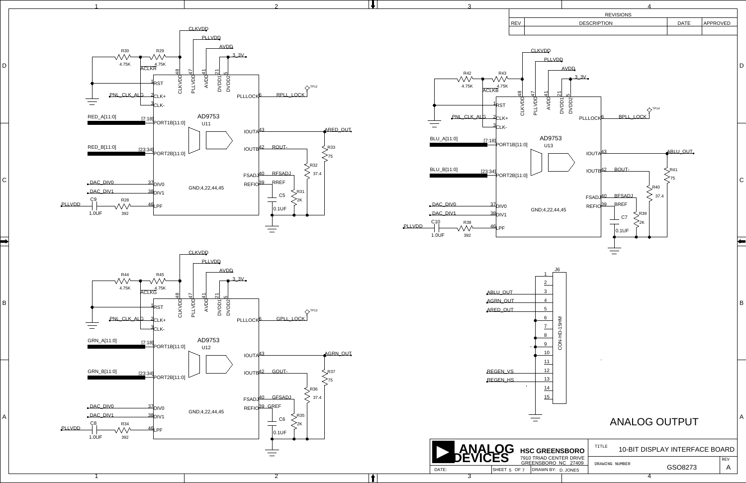# ANALOG OUTPUT

## U11 – AD9753 (Red)

- CLKVDD, PLLVDD, AVDD, 3_3V
- R30 4.75K, R29 4.75K, ACLKR
- Pins: CLKVDD 48, PLLVDD 47, AVDD 41, DVDD1 21, DVDD2 5
- 1 RST
- PNL_CLK_ALG — 2 CLK+
- 3 CLK-
- RED_A[11:0] [7:18] PORT1B[11:0]
- RED_B[11:0] [23:34] PORT2B[11:0]
- DAC_DIV0 — 37 DIV0
- DAC_DIV1 — 38 DIV1
- PLLVDD — C9 1.0UF — R28 392 — 46 LPF
- GND;4,22,44,45
- PLLLOCK 6 — RPLL_LOCK — TP12
- IOUTA 43 — ARED_OUT
- IOUTB 42 — ROUT-
- FSADJ 40 — RFSADJ
- REFIO 39 — RREF
- R33 75, R32 37.4, R31 2K, C5 0.1UF

## U13 – AD9753 (Blue)

- CLKVDD, PLLVDD, AVDD, 3_3V
- R42 4.75K, R43 4.75K, ACLKB
- Pins: CLKVDD 48, PLLVDD 47, AVDD 41, DVDD1 21, DVDD2 5
- 1 RST
- PNL_CLK_ALG — 2 CLK+
- 3 CLK-
- BLU_A[11:0] [7:18] PORT1B[11:0]
- BLU_B[11:0] [23:34] PORT2B[11:0]
- DAC_DIV0 — 37 DIV0
- DAC_DIV1 — 38 DIV1
- PLLVDD — C10 1.0UF — R38 392 — 46 LPF
- GND;4,22,44,45
- PLLLOCK 6 — BPLL_LOCK — TP14
- IOUTA 43 — ABLU_OUT
- IOUTB 42 — BOUT-
- FSADJ 40 — BFSADJ
- REFIO 39 — BREF
- R41 75, R40 37.4, R39 2K, C7 0.1UF

## U12 – AD9753 (Green)

- CLKVDD, PLLVDD, AVDD, 3_3V
- R44 4.75K, R45 4.75K, ACLKG
- Pins: CLKVDD 48, PLLVDD 47, AVDD 41, DVDD1 21, DVDD2 5
- 1 RST
- PNL_CLK_ALG — 2 CLK+
- 3 CLK-
- GRN_A[11:0] [7:18] PORT1B[11:0]
- GRN_B[11:0] [23:34] PORT2B[11:0]
- DAC_DIV0 — 37 DIV0
- DAC_DIV1 — 38 DIV1
- PLLVDD — C8 1.0UF — R34 392 — 46 LPF
- GND;4,22,44,45
- PLLLOCK 6 — GPLL_LOCK — TP13
- IOUTA 43 — AGRN_OUT
- IOUTB 42 — GOUT-
- FSADJ 40 — GFSADJ
- REFIO 39 — GREF
- R37 75, R36 37.4, R35 2K, C6 0.1UF

## J6 – CON-HD-15HM

| Pin | Signal |
|---|---|
| 1 | ABLU_OUT |
| 2 | AGRN_OUT |
| 3 | ARED_OUT |
| 4 | |
| 5 | |
| 6 | |
| 7 | |
| 8 | |
| 9 | |
| 10 | |
| 11 | |
| 12 | REGEN_VS |
| 13 | REGEN_HS |
| 14 | |
| 15 | |

## Revisions

| REV | DESCRIPTION | DATE | APPROVED |
|---|---|---|---|
| | | | |

## Title Block

**ANALOG DEVICES** — **HSC GREENSBORO**, 7910 TRIAD CENTER DRIVE, GREENSBORO NC 27409

| TITLE | 10-BIT DISPLAY INTERFACE BOARD |
|---|---|
| DRAWING NUMBER | GSO8273 |
| REV | A |
| DATE: | |
| SHEET | 5 OF 7 |
| DRAWN BY: | D. JONES |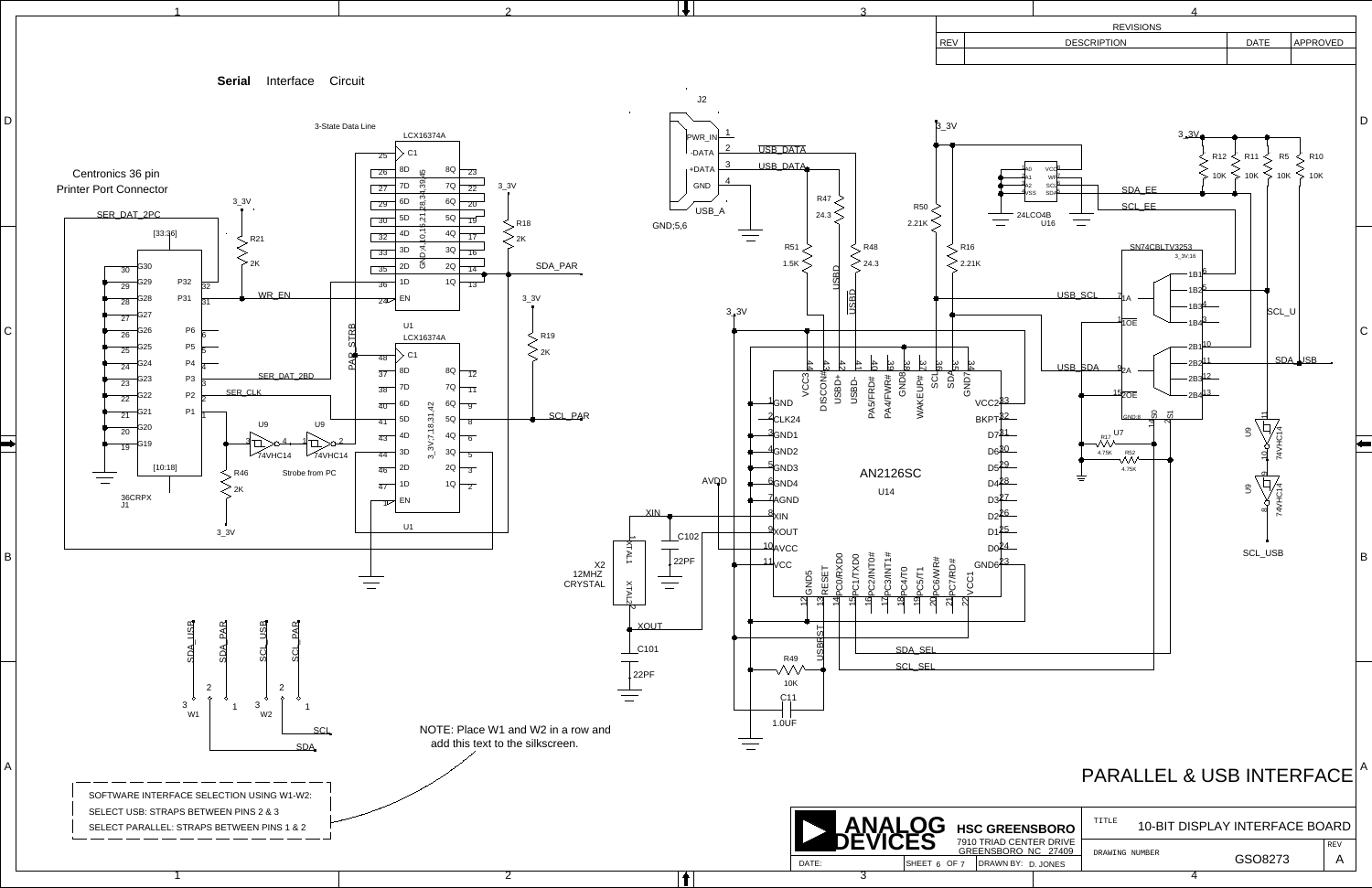# Serial Interface Circuit

## PARALLEL & USB INTERFACE

Centronics 36 pin Printer Port Connector

3-State Data Line

Strobe from PC

NOTE: Place W1 and W2 in a row and add this text to the silkscreen.

SOFTWARE INTERFACE SELECTION USING W1-W2:

SELECT USB: STRAPS BETWEEN PINS 2 & 3

SELECT PARALLEL: STRAPS BETWEEN PINS 1 & 2

| REVISIONS | | | |
|---|---|---|---|
| REV | DESCRIPTION | DATE | APPROVED |
| | | | |

| | | |
|---|---|---|
| ANALOG DEVICES | HSC GREENSBORO<br>7910 TRIAD CENTER DRIVE<br>GREENSBORO NC 27409 | TITLE: 10-BIT DISPLAY INTERFACE BOARD |
| DATE: | SHEET 6 OF 7 | DRAWN BY: D. JONES |
| DRAWING NUMBER: GSO8273 | | REV: A |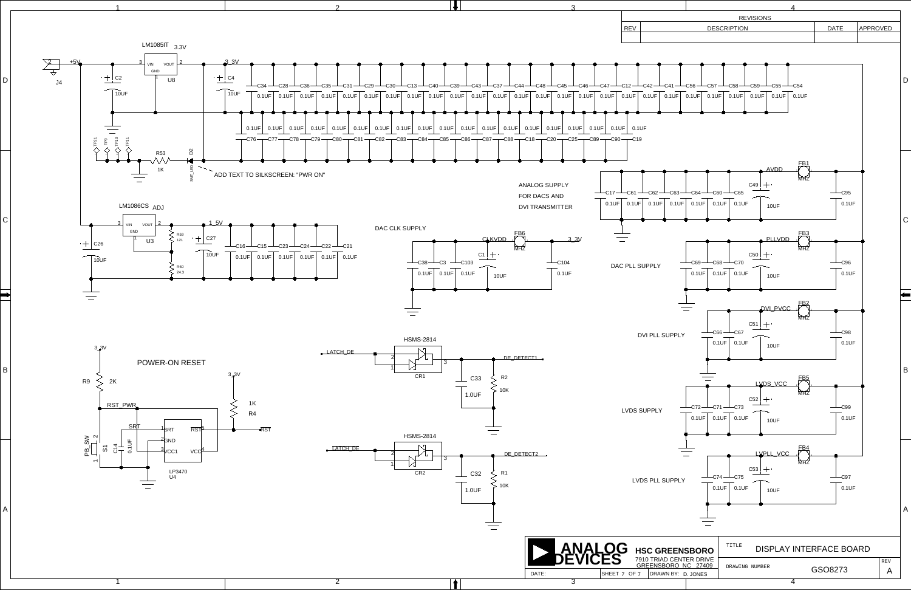REVISIONS

| REV | DESCRIPTION | DATE | APPROVED |
| --- | --- | --- | --- |
| | | | |

LM1085IT 3.3V

+5V J4 U8 C2 10UF

3_3V C4 10UF

C34 C28 C36 C35 C31 C29 C30 C13 C40 C39 C43 C37 C44 C48 C45 C46 C47 C12 C42 C41 C56 C57 C58 C59 C55 C54 0.1UF

C76 C77 C78 C79 C80 C81 C82 C83 C84 C85 C86 C87 C88 C18 C20 C25 C89 C90 C19 0.1UF

TP21 TP9 TP10 TP11 R53 1K D2 SMT_LED

ADD TEXT TO SILKSCREEN: "PWR ON"

LM1086CS ADJ

U3 C26 10UF R59 121 R60 24.3 1_5V C27 10UF

C16 C15 C23 C24 C22 C21 0.1UF

DAC CLK SUPPLY

CLKVDD FB6 MHZ 3_3V

C38 C3 C103 0.1UF C1 10UF C104 0.1UF

ANALOG SUPPLY FOR DACS AND DVI TRANSMITTER

C17 C61 C62 C63 C64 C60 C65 0.1UF C49 10UF AVDD FB1 MHZ C95 0.1UF

DAC PLL SUPPLY

C69 C68 C70 0.1UF C50 10UF PLLVDD FB3 MHZ C96 0.1UF

DVI PLL SUPPLY

C66 C67 0.1UF C51 10UF DVI_PVCC FB2 MHZ C98 0.1UF

LVDS SUPPLY

C72 C71 C73 0.1UF C52 10UF LVDS_VCC FB5 MHZ C99 0.1UF

LVDS PLL SUPPLY

C74 C75 0.1UF C53 10UF LVPLL_VCC FB4 MHZ C97 0.1UF

POWER-ON RESET

3_3V R9 2K RST_PWR PB_SW S1 C14 0.1UF

SRT U4 LP3470 SRT GND VCC1 RST VCC

3_3V R4 1K RST

HSMS-2814 LATCH_DE CR1 DE_DETECT1 C33 1.0UF R2 10K

HSMS-2814 LATCH_DE CR2 DE_DETECT2 C32 1.0UF R1 10K

ANALOG DEVICES

HSC GREENSBORO
7910 TRIAD CENTER DRIVE
GREENSBORO NC 27409

DATE: SHEET 7 OF 7 DRAWN BY: D. JONES

TITLE DISPLAY INTERFACE BOARD

DRAWING NUMBER GSO8273 REV A